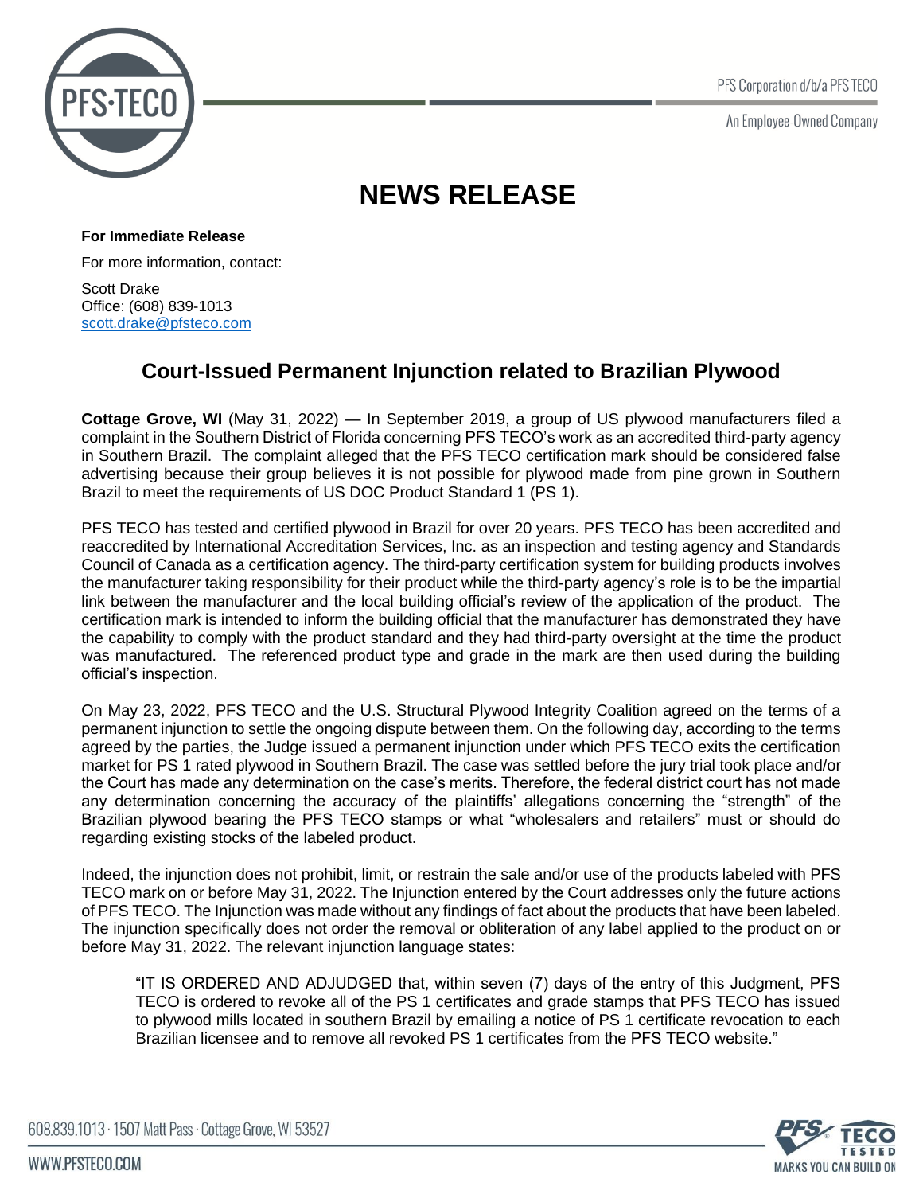PFS Corporation d/b/a PFS TECO

An Employee-Owned Company

# NEWS RELEASE

**For Immediate Release**

For more information, contact:

Scott Drake
Office: (608) 839-1013
scott.drake@pfsteco.com

## Court-Issued Permanent Injunction related to Brazilian Plywood

**Cottage Grove, WI** (May 31, 2022) — In September 2019, a group of US plywood manufacturers filed a complaint in the Southern District of Florida concerning PFS TECO's work as an accredited third-party agency in Southern Brazil. The complaint alleged that the PFS TECO certification mark should be considered false advertising because their group believes it is not possible for plywood made from pine grown in Southern Brazil to meet the requirements of US DOC Product Standard 1 (PS 1).

PFS TECO has tested and certified plywood in Brazil for over 20 years. PFS TECO has been accredited and reaccredited by International Accreditation Services, Inc. as an inspection and testing agency and Standards Council of Canada as a certification agency. The third-party certification system for building products involves the manufacturer taking responsibility for their product while the third-party agency's role is to be the impartial link between the manufacturer and the local building official's review of the application of the product. The certification mark is intended to inform the building official that the manufacturer has demonstrated they have the capability to comply with the product standard and they had third-party oversight at the time the product was manufactured. The referenced product type and grade in the mark are then used during the building official's inspection.

On May 23, 2022, PFS TECO and the U.S. Structural Plywood Integrity Coalition agreed on the terms of a permanent injunction to settle the ongoing dispute between them. On the following day, according to the terms agreed by the parties, the Judge issued a permanent injunction under which PFS TECO exits the certification market for PS 1 rated plywood in Southern Brazil. The case was settled before the jury trial took place and/or the Court has made any determination on the case's merits. Therefore, the federal district court has not made any determination concerning the accuracy of the plaintiffs' allegations concerning the "strength" of the Brazilian plywood bearing the PFS TECO stamps or what "wholesalers and retailers" must or should do regarding existing stocks of the labeled product.

Indeed, the injunction does not prohibit, limit, or restrain the sale and/or use of the products labeled with PFS TECO mark on or before May 31, 2022. The Injunction entered by the Court addresses only the future actions of PFS TECO. The Injunction was made without any findings of fact about the products that have been labeled. The injunction specifically does not order the removal or obliteration of any label applied to the product on or before May 31, 2022. The relevant injunction language states:

> "IT IS ORDERED AND ADJUDGED that, within seven (7) days of the entry of this Judgment, PFS TECO is ordered to revoke all of the PS 1 certificates and grade stamps that PFS TECO has issued to plywood mills located in southern Brazil by emailing a notice of PS 1 certificate revocation to each Brazilian licensee and to remove all revoked PS 1 certificates from the PFS TECO website."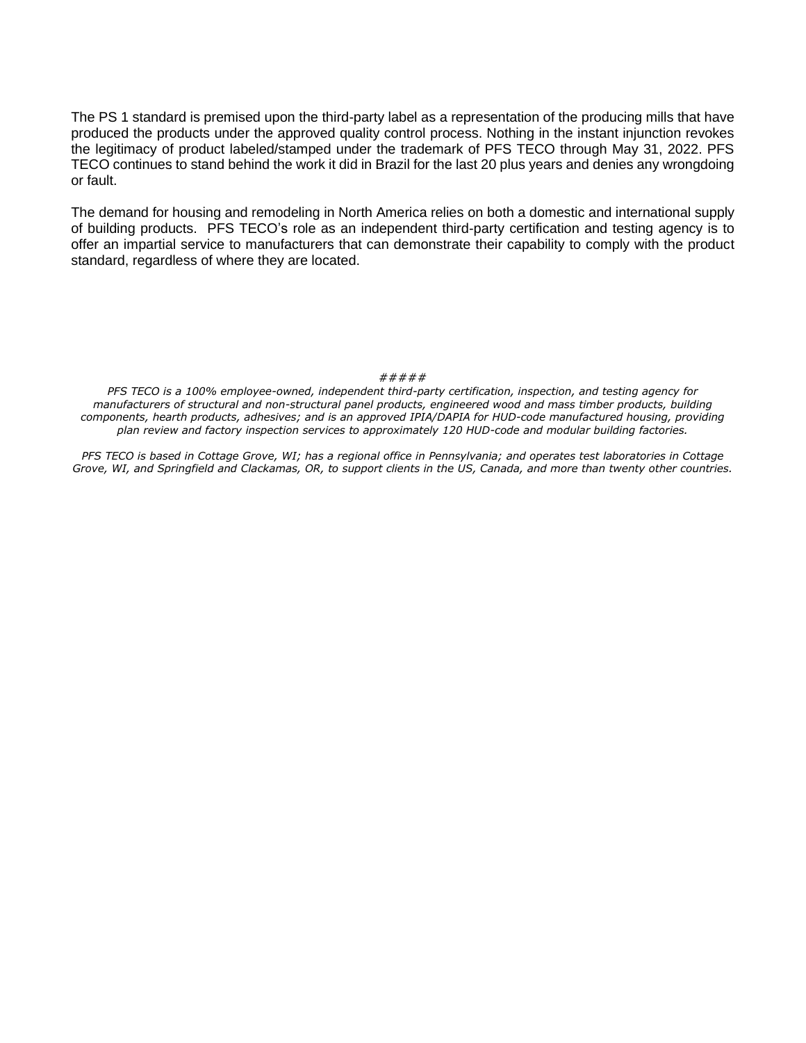The PS 1 standard is premised upon the third-party label as a representation of the producing mills that have produced the products under the approved quality control process. Nothing in the instant injunction revokes the legitimacy of product labeled/stamped under the trademark of PFS TECO through May 31, 2022. PFS TECO continues to stand behind the work it did in Brazil for the last 20 plus years and denies any wrongdoing or fault.

The demand for housing and remodeling in North America relies on both a domestic and international supply of building products. PFS TECO's role as an independent third-party certification and testing agency is to offer an impartial service to manufacturers that can demonstrate their capability to comply with the product standard, regardless of where they are located.

#####

*PFS TECO is a 100% employee-owned, independent third-party certification, inspection, and testing agency for manufacturers of structural and non-structural panel products, engineered wood and mass timber products, building components, hearth products, adhesives; and is an approved IPIA/DAPIA for HUD-code manufactured housing, providing plan review and factory inspection services to approximately 120 HUD-code and modular building factories.*

*PFS TECO is based in Cottage Grove, WI; has a regional office in Pennsylvania; and operates test laboratories in Cottage Grove, WI, and Springfield and Clackamas, OR, to support clients in the US, Canada, and more than twenty other countries.*